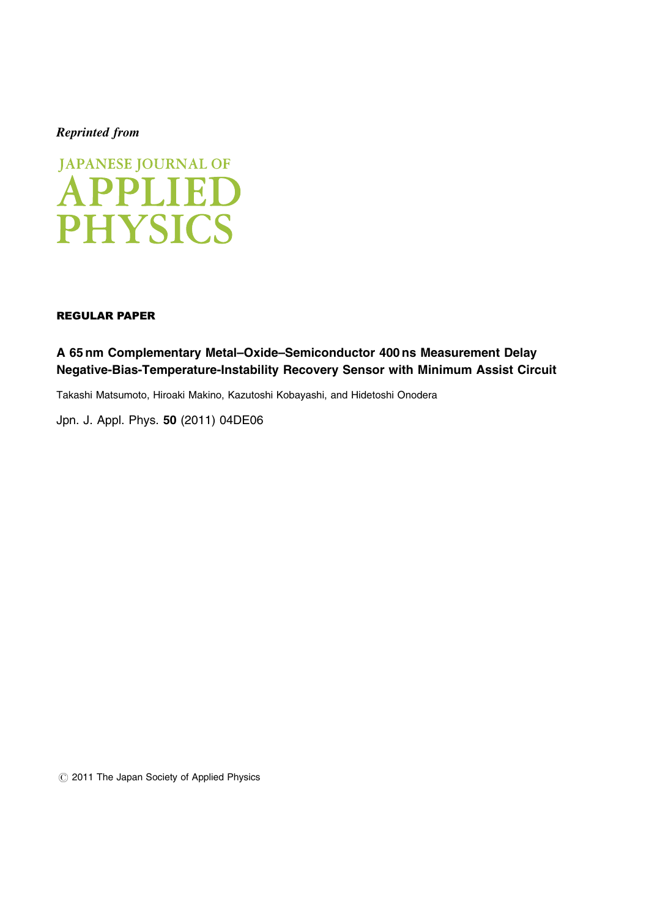*Reprinted from*

JAPANESE JOURNAL OF
APPLIED
PHYSICS

**REGULAR PAPER**

## A 65 nm Complementary Metal–Oxide–Semiconductor 400 ns Measurement Delay Negative-Bias-Temperature-Instability Recovery Sensor with Minimum Assist Circuit

Takashi Matsumoto, Hiroaki Makino, Kazutoshi Kobayashi, and Hidetoshi Onodera

Jpn. J. Appl. Phys. **50** (2011) 04DE06

© 2011 The Japan Society of Applied Physics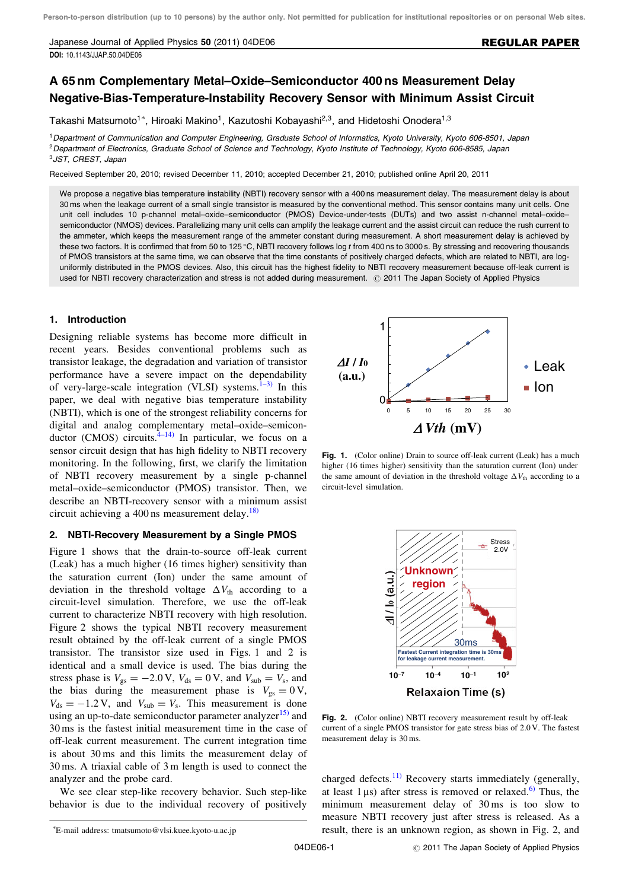# A 65 nm Complementary Metal–Oxide–Semiconductor 400 ns Measurement Delay Negative-Bias-Temperature-Instability Recovery Sensor with Minimum Assist Circuit

Takashi Matsumoto[1*], Hiroaki Makino[1], Kazutoshi Kobayashi[2,3], and Hidetoshi Onodera[1,3]

[1] Department of Communication and Computer Engineering, Graduate School of Informatics, Kyoto University, Kyoto 606-8501, Japan
[2] Department of Electronics, Graduate School of Science and Technology, Kyoto Institute of Technology, Kyoto 606-8585, Japan
[3] JST, CREST, Japan

Received September 20, 2010; revised December 11, 2010; accepted December 21, 2010; published online April 20, 2011

We propose a negative bias temperature instability (NBTI) recovery sensor with a 400 ns measurement delay. The measurement delay is about 30 ms when the leakage current of a small single transistor is measured by the conventional method. This sensor contains many unit cells. One unit cell includes 10 p-channel metal–oxide–semiconductor (PMOS) Device-under-tests (DUTs) and two assist n-channel metal–oxide–semiconductor (NMOS) devices. Parallelizing many unit cells can amplify the leakage current and the assist circuit can reduce the rush current to the ammeter, which keeps the measurement range of the ammeter constant during measurement. A short measurement delay is achieved by these two factors. It is confirmed that from 50 to 125 °C, NBTI recovery follows log $t$ from 400 ns to 3000 s. By stressing and recovering thousands of PMOS transistors at the same time, we can observe that the time constants of positively charged defects, which are related to NBTI, are log-uniformly distributed in the PMOS devices. Also, this circuit has the highest fidelity to NBTI recovery measurement because off-leak current is used for NBTI recovery characterization and stress is not added during measurement. © 2011 The Japan Society of Applied Physics

## 1. Introduction

Designing reliable systems has become more difficult in recent years. Besides conventional problems such as transistor leakage, the degradation and variation of transistor performance have a severe impact on the dependability of very-large-scale integration (VLSI) systems.[1–3] In this paper, we deal with negative bias temperature instability (NBTI), which is one of the strongest reliability concerns for digital and analog complementary metal–oxide–semiconductor (CMOS) circuits.[4–14] In particular, we focus on a sensor circuit design that has high fidelity to NBTI recovery monitoring. In the following, first, we clarify the limitation of NBTI recovery measurement by a single p-channel metal–oxide–semiconductor (PMOS) transistor. Then, we describe an NBTI-recovery sensor with a minimum assist circuit achieving a 400 ns measurement delay.[18]

## 2. NBTI-Recovery Measurement by a Single PMOS

Figure 1 shows that the drain-to-source off-leak current (Leak) has a much higher (16 times higher) sensitivity than the saturation current (Ion) under the same amount of deviation in the threshold voltage $\Delta V_{th}$ according to a circuit-level simulation. Therefore, we use the off-leak current to characterize NBTI recovery with high resolution. Figure 2 shows the typical NBTI recovery measurement result obtained by the off-leak current of a single PMOS transistor. The transistor size used in Figs. 1 and 2 is identical and a small device is used. The bias during the stress phase is $V_{gs} = -2.0$ V, $V_{ds} = 0$ V, and $V_{sub} = V_s$, and the bias during the measurement phase is $V_{gs} = 0$ V, $V_{ds} = -1.2$ V, and $V_{sub} = V_s$. This measurement is done using an up-to-date semiconductor parameter analyzer[15] and 30 ms is the fastest initial measurement time in the case of off-leak current measurement. The current integration time is about 30 ms and this limits the measurement delay of 30 ms. A triaxial cable of 3 m length is used to connect the analyzer and the probe card.

We see clear step-like recovery behavior. Such step-like behavior is due to the individual recovery of positively charged defects.[11] Recovery starts immediately (generally, at least 1 μs) after stress is removed or relaxed.[6] Thus, the minimum measurement delay of 30 ms is too slow to measure NBTI recovery just after stress is released. As a result, there is an unknown region, as shown in Fig. 2, and

**Fig. 1.** (Color online) Drain to source off-leak current (Leak) has a much higher (16 times higher) sensitivity than the saturation current (Ion) under the same amount of deviation in the threshold voltage $\Delta V_{th}$ according to a circuit-level simulation.

**Fig. 2.** (Color online) NBTI recovery measurement result by off-leak current of a single PMOS transistor for gate stress bias of 2.0 V. The fastest measurement delay is 30 ms.

*E-mail address: tmatsumoto@vlsi.kuee.kyoto-u.ac.jp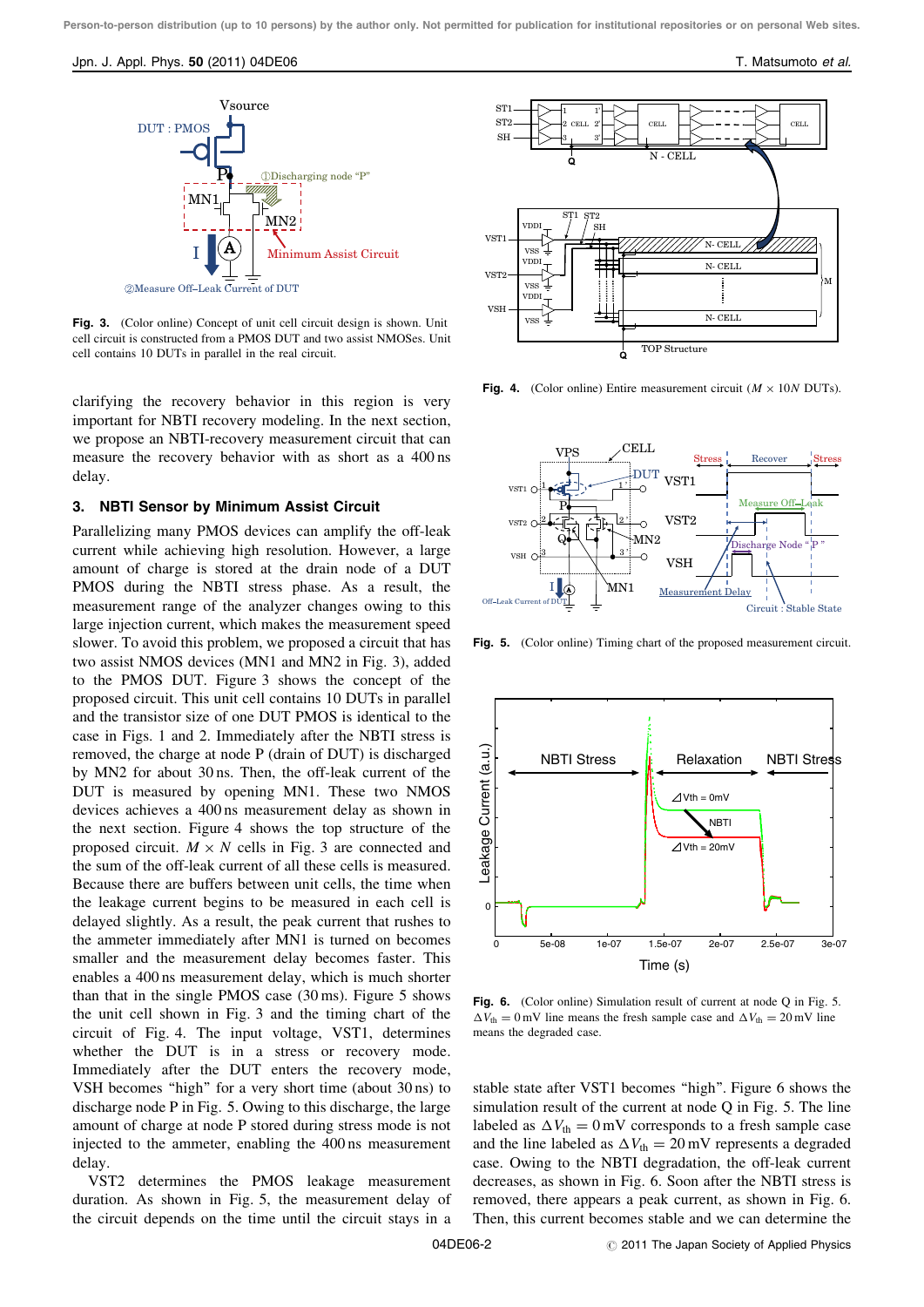Fig. 3. (Color online) Concept of unit cell circuit design is shown. Unit cell circuit is constructed from a PMOS DUT and two assist NMOSes. Unit cell contains 10 DUTs in parallel in the real circuit.

Fig. 4. (Color online) Entire measurement circuit ($M \times 10N$ DUTs).

Fig. 5. (Color online) Timing chart of the proposed measurement circuit.

Fig. 6. (Color online) Simulation result of current at node Q in Fig. 5. $\Delta V_{th} = 0$ mV line means the fresh sample case and $\Delta V_{th} = 20$ mV line means the degraded case.

clarifying the recovery behavior in this region is very important for NBTI recovery modeling. In the next section, we propose an NBTI-recovery measurement circuit that can measure the recovery behavior with as short as a 400 ns delay.

## 3. NBTI Sensor by Minimum Assist Circuit

Parallelizing many PMOS devices can amplify the off-leak current while achieving high resolution. However, a large amount of charge is stored at the drain node of a DUT PMOS during the NBTI stress phase. As a result, the measurement range of the analyzer changes owing to this large injection current, which makes the measurement speed slower. To avoid this problem, we proposed a circuit that has two assist NMOS devices (MN1 and MN2 in Fig. 3), added to the PMOS DUT. Figure 3 shows the concept of the proposed circuit. This unit cell contains 10 DUTs in parallel and the transistor size of one DUT PMOS is identical to the case in Figs. 1 and 2. Immediately after the NBTI stress is removed, the charge at node P (drain of DUT) is discharged by MN2 for about 30 ns. Then, the off-leak current of the DUT is measured by opening MN1. These two NMOS devices achieves a 400 ns measurement delay as shown in the next section. Figure 4 shows the top structure of the proposed circuit. $M \times N$ cells in Fig. 3 are connected and the sum of the off-leak current of all these cells is measured. Because there are buffers between unit cells, the time when the leakage current begins to be measured in each cell is delayed slightly. As a result, the peak current that rushes to the ammeter immediately after MN1 is turned on becomes smaller and the measurement delay becomes faster. This enables a 400 ns measurement delay, which is much shorter than that in the single PMOS case (30 ms). Figure 5 shows the unit cell shown in Fig. 3 and the timing chart of the circuit of Fig. 4. The input voltage, VST1, determines whether the DUT is in a stress or recovery mode. Immediately after the DUT enters the recovery mode, VSH becomes "high" for a very short time (about 30 ns) to discharge node P in Fig. 5. Owing to this discharge, the large amount of charge at node P stored during stress mode is not injected to the ammeter, enabling the 400 ns measurement delay.

VST2 determines the PMOS leakage measurement duration. As shown in Fig. 5, the measurement delay of the circuit depends on the time until the circuit stays in a stable state after VST1 becomes "high". Figure 6 shows the simulation result of the current at node Q in Fig. 5. The line labeled as $\Delta V_{th} = 0$ mV corresponds to a fresh sample case and the line labeled as $\Delta V_{th} = 20$ mV represents a degraded case. Owing to the NBTI degradation, the off-leak current decreases, as shown in Fig. 6. Soon after the NBTI stress is removed, there appears a peak current, as shown in Fig. 6. Then, this current becomes stable and we can determine the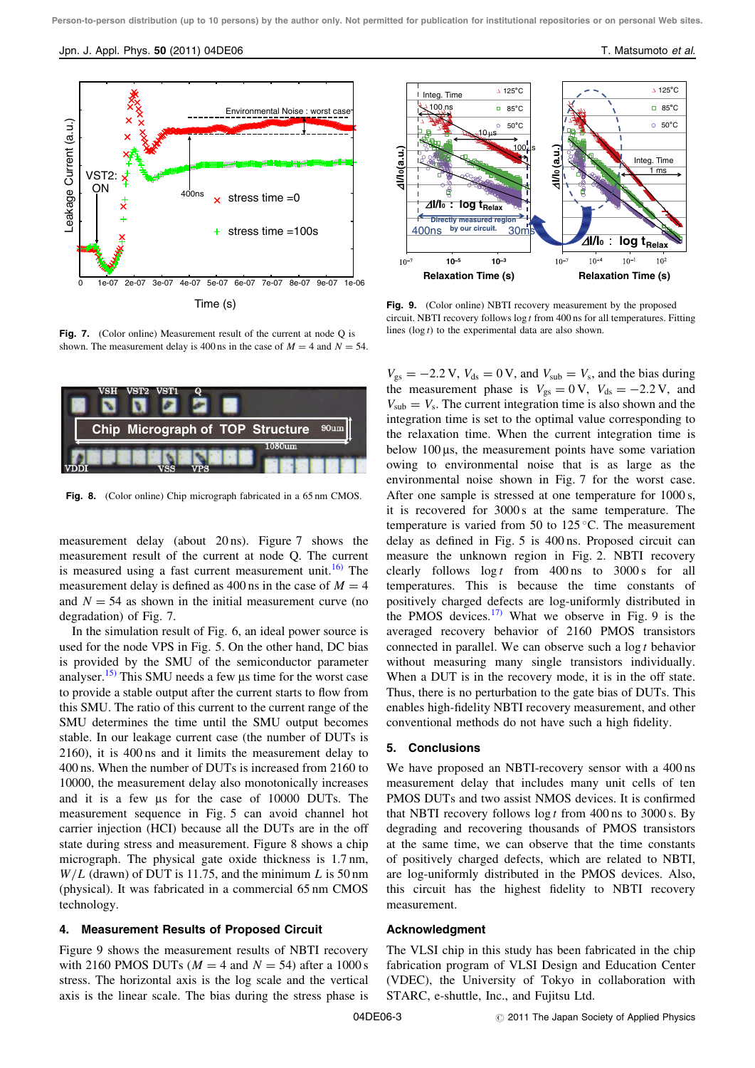Fig. 7. (Color online) Measurement result of the current at node Q is shown. The measurement delay is 400 ns in the case of $M = 4$ and $N = 54$.

Fig. 8. (Color online) Chip micrograph fabricated in a 65 nm CMOS.

measurement delay (about 20 ns). Figure 7 shows the measurement result of the current at node Q. The current is measured using a fast current measurement unit.[16] The measurement delay is defined as 400 ns in the case of $M = 4$ and $N = 54$ as shown in the initial measurement curve (no degradation) of Fig. 7.

In the simulation result of Fig. 6, an ideal power source is used for the node VPS in Fig. 5. On the other hand, DC bias is provided by the SMU of the semiconductor parameter analyser.[15] This SMU needs a few μs time for the worst case to provide a stable output after the current starts to flow from this SMU. The ratio of this current to the current range of the SMU determines the time until the SMU output becomes stable. In our leakage current case (the number of DUTs is 2160), it is 400 ns and it limits the measurement delay to 400 ns. When the number of DUTs is increased from 2160 to 10000, the measurement delay also monotonically increases and it is a few μs for the case of 10000 DUTs. The measurement sequence in Fig. 5 can avoid channel hot carrier injection (HCI) because all the DUTs are in the off state during stress and measurement. Figure 8 shows a chip micrograph. The physical gate oxide thickness is 1.7 nm, $W/L$ (drawn) of DUT is 11.75, and the minimum $L$ is 50 nm (physical). It was fabricated in a commercial 65 nm CMOS technology.

## 4. Measurement Results of Proposed Circuit

Figure 9 shows the measurement results of NBTI recovery with 2160 PMOS DUTs ($M = 4$ and $N = 54$) after a 1000 s stress. The horizontal axis is the log scale and the vertical axis is the linear scale. The bias during the stress phase is

Fig. 9. (Color online) NBTI recovery measurement by the proposed circuit. NBTI recovery follows $\log t$ from 400 ns for all temperatures. Fitting lines ($\log t$) to the experimental data are also shown.

$V_{gs} = -2.2$ V, $V_{ds} = 0$ V, and $V_{sub} = V_s$, and the bias during the measurement phase is $V_{gs} = 0$ V, $V_{ds} = -2.2$ V, and $V_{sub} = V_s$. The current integration time is also shown and the integration time is set to the optimal value corresponding to the relaxation time. When the current integration time is below 100 μs, the measurement points have some variation owing to environmental noise that is as large as the environmental noise shown in Fig. 7 for the worst case. After one sample is stressed at one temperature for 1000 s, it is recovered for 3000 s at the same temperature. The temperature is varied from 50 to 125 °C. The measurement delay as defined in Fig. 5 is 400 ns. Proposed circuit can measure the unknown region in Fig. 2. NBTI recovery clearly follows $\log t$ from 400 ns to 3000 s for all temperatures. This is because the time constants of positively charged defects are log-uniformly distributed in the PMOS devices.[17] What we observe in Fig. 9 is the averaged recovery behavior of 2160 PMOS transistors connected in parallel. We can observe such a $\log t$ behavior without measuring many single transistors individually. When a DUT is in the recovery mode, it is in the off state. Thus, there is no perturbation to the gate bias of DUTs. This enables high-fidelity NBTI recovery measurement, and other conventional methods do not have such a high fidelity.

## 5. Conclusions

We have proposed an NBTI-recovery sensor with a 400 ns measurement delay that includes many unit cells of ten PMOS DUTs and two assist NMOS devices. It is confirmed that NBTI recovery follows $\log t$ from 400 ns to 3000 s. By degrading and recovering thousands of PMOS transistors at the same time, we can observe that the time constants of positively charged defects, which are related to NBTI, are log-uniformly distributed in the PMOS devices. Also, this circuit has the highest fidelity to NBTI recovery measurement.

## Acknowledgment

The VLSI chip in this study has been fabricated in the chip fabrication program of VLSI Design and Education Center (VDEC), the University of Tokyo in collaboration with STARC, e-shuttle, Inc., and Fujitsu Ltd.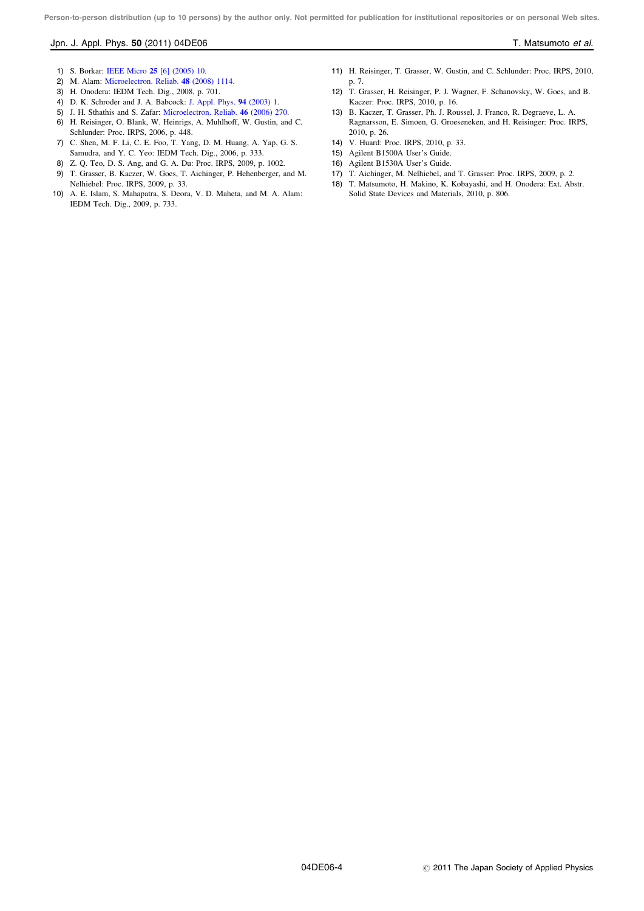1) S. Borkar: IEEE Micro **25** [6] (2005) 10.
2) M. Alam: Microelectron. Reliab. **48** (2008) 1114.
3) H. Onodera: IEDM Tech. Dig., 2008, p. 701.
4) D. K. Schroder and J. A. Babcock: J. Appl. Phys. **94** (2003) 1.
5) J. H. Sthathis and S. Zafar: Microelectron. Reliab. **46** (2006) 270.
6) H. Reisinger, O. Blank, W. Heinrigs, A. Muhlhoff, W. Gustin, and C. Schlunder: Proc. IRPS, 2006, p. 448.
7) C. Shen, M. F. Li, C. E. Foo, T. Yang, D. M. Huang, A. Yap, G. S. Samudra, and Y. C. Yeo: IEDM Tech. Dig., 2006, p. 333.
8) Z. Q. Teo, D. S. Ang, and G. A. Du: Proc. IRPS, 2009, p. 1002.
9) T. Grasser, B. Kaczer, W. Goes, T. Aichinger, P. Hehenberger, and M. Nelhiebel: Proc. IRPS, 2009, p. 33.
10) A. E. Islam, S. Mahapatra, S. Deora, V. D. Maheta, and M. A. Alam: IEDM Tech. Dig., 2009, p. 733.
11) H. Reisinger, T. Grasser, W. Gustin, and C. Schlunder: Proc. IRPS, 2010, p. 7.
12) T. Grasser, H. Reisinger, P. J. Wagner, F. Schanovsky, W. Goes, and B. Kaczer: Proc. IRPS, 2010, p. 16.
13) B. Kaczer, T. Grasser, Ph. J. Roussel, J. Franco, R. Degraeve, L. A. Ragnarsson, E. Simoen, G. Groeseneken, and H. Reisinger: Proc. IRPS, 2010, p. 26.
14) V. Huard: Proc. IRPS, 2010, p. 33.
15) Agilent B1500A User's Guide.
16) Agilent B1530A User's Guide.
17) T. Aichinger, M. Nelhiebel, and T. Grasser: Proc. IRPS, 2009, p. 2.
18) T. Matsumoto, H. Makino, K. Kobayashi, and H. Onodera: Ext. Abstr. Solid State Devices and Materials, 2010, p. 806.